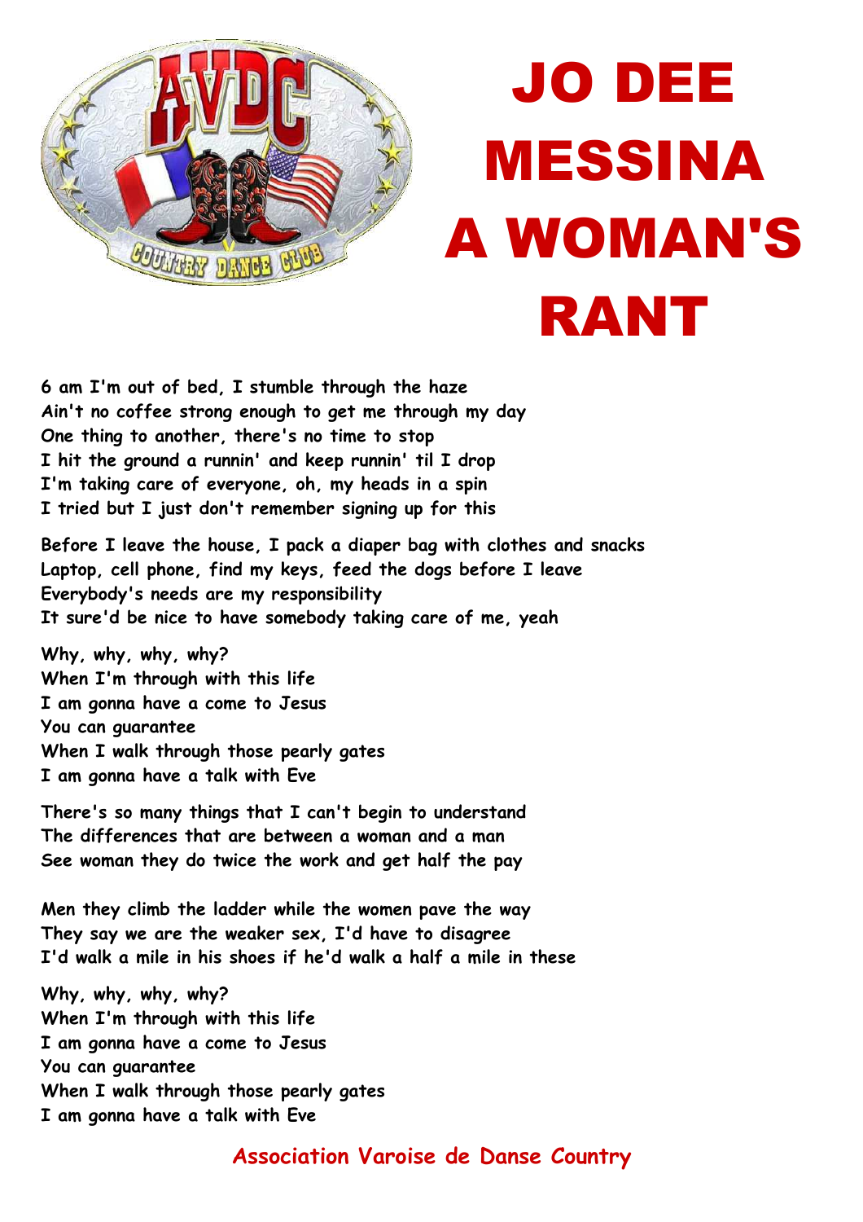# JO DEE MESSINA
# A WOMAN'S RANT

**6 am I'm out of bed, I stumble through the haze**
**Ain't no coffee strong enough to get me through my day**
**One thing to another, there's no time to stop**
**I hit the ground a runnin' and keep runnin' til I drop**
**I'm taking care of everyone, oh, my heads in a spin**
**I tried but I just don't remember signing up for this**

**Before I leave the house, I pack a diaper bag with clothes and snacks**
**Laptop, cell phone, find my keys, feed the dogs before I leave**
**Everybody's needs are my responsibility**
**It sure'd be nice to have somebody taking care of me, yeah**

**Why, why, why, why?**
**When I'm through with this life**
**I am gonna have a come to Jesus**
**You can guarantee**
**When I walk through those pearly gates**
**I am gonna have a talk with Eve**

**There's so many things that I can't begin to understand**
**The differences that are between a woman and a man**
**See woman they do twice the work and get half the pay**

**Men they climb the ladder while the women pave the way**
**They say we are the weaker sex, I'd have to disagree**
**I'd walk a mile in his shoes if he'd walk a half a mile in these**

**Why, why, why, why?**
**When I'm through with this life**
**I am gonna have a come to Jesus**
**You can guarantee**
**When I walk through those pearly gates**
**I am gonna have a talk with Eve**

**Association Varoise de Danse Country**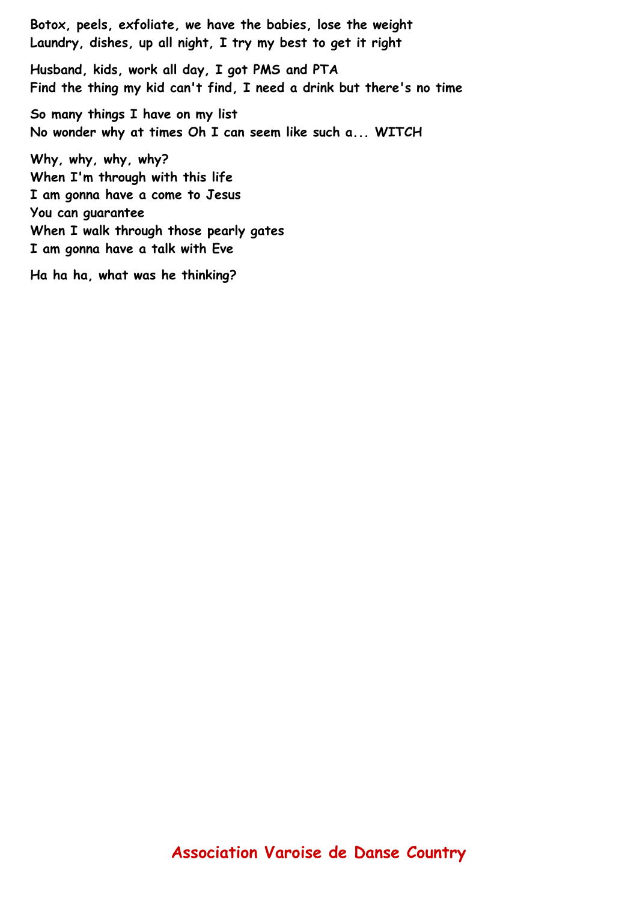**Botox, peels, exfoliate, we have the babies, lose the weight**
**Laundry, dishes, up all night, I try my best to get it right**

**Husband, kids, work all day, I got PMS and PTA**
**Find the thing my kid can't find, I need a drink but there's no time**

**So many things I have on my list**
**No wonder why at times Oh I can seem like such a... WITCH**

**Why, why, why, why?**
**When I'm through with this life**
**I am gonna have a come to Jesus**
**You can guarantee**
**When I walk through those pearly gates**
**I am gonna have a talk with Eve**

**Ha ha ha, what was he thinking?**